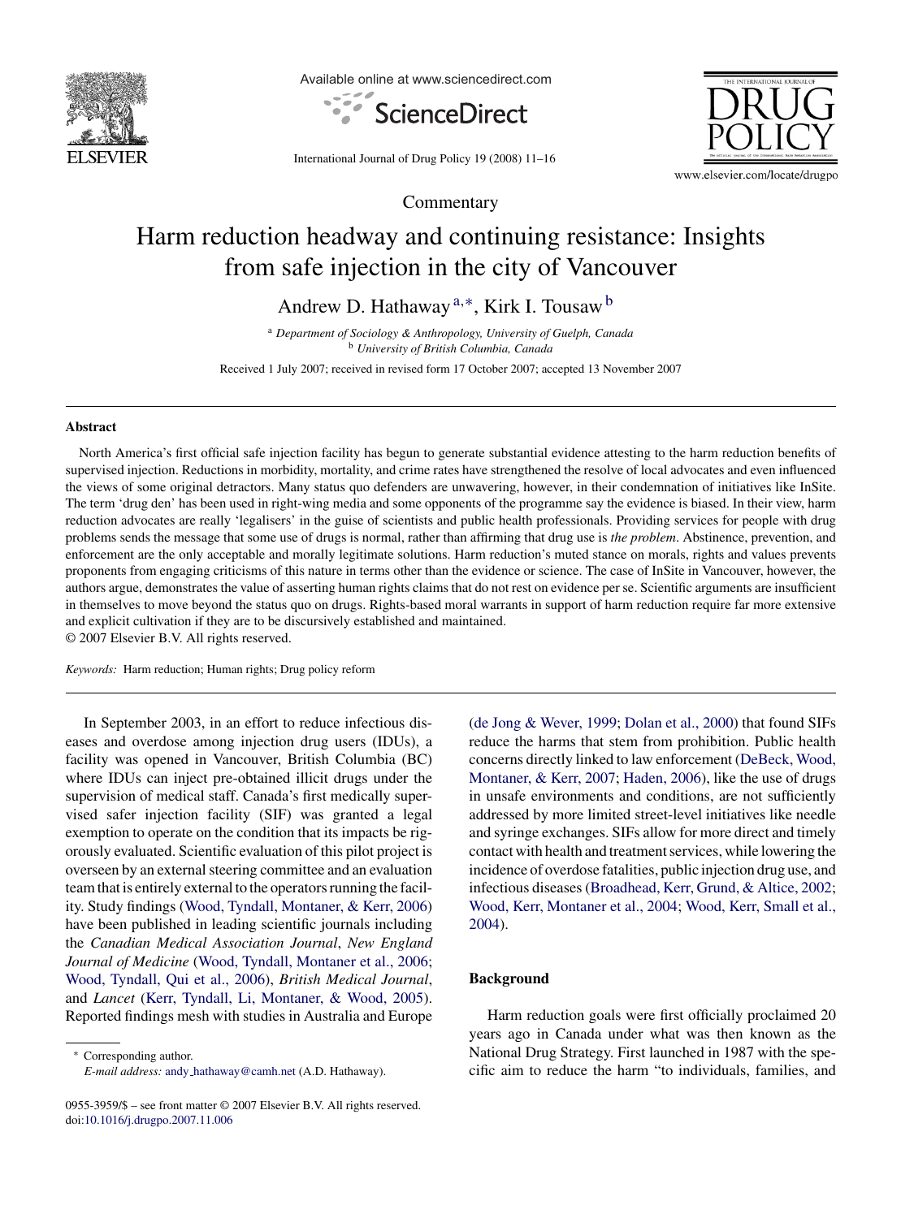Commentary

# Harm reduction headway and continuing resistance: Insights from safe injection in the city of Vancouver

Andrew D. Hathaway[a,*], Kirk I. Tousaw[b]

[a] *Department of Sociology & Anthropology, University of Guelph, Canada*
[b] *University of British Columbia, Canada*

Received 1 July 2007; received in revised form 17 October 2007; accepted 13 November 2007

## Abstract

North America's first official safe injection facility has begun to generate substantial evidence attesting to the harm reduction benefits of supervised injection. Reductions in morbidity, mortality, and crime rates have strengthened the resolve of local advocates and even influenced the views of some original detractors. Many status quo defenders are unwavering, however, in their condemnation of initiatives like InSite. The term 'drug den' has been used in right-wing media and some opponents of the programme say the evidence is biased. In their view, harm reduction advocates are really 'legalisers' in the guise of scientists and public health professionals. Providing services for people with drug problems sends the message that some use of drugs is normal, rather than affirming that drug use is *the problem*. Abstinence, prevention, and enforcement are the only acceptable and morally legitimate solutions. Harm reduction's muted stance on morals, rights and values prevents proponents from engaging criticisms of this nature in terms other than the evidence or science. The case of InSite in Vancouver, however, the authors argue, demonstrates the value of asserting human rights claims that do not rest on evidence per se. Scientific arguments are insufficient in themselves to move beyond the status quo on drugs. Rights-based moral warrants in support of harm reduction require far more extensive and explicit cultivation if they are to be discursively established and maintained.
© 2007 Elsevier B.V. All rights reserved.

*Keywords:* Harm reduction; Human rights; Drug policy reform

In September 2003, in an effort to reduce infectious diseases and overdose among injection drug users (IDUs), a facility was opened in Vancouver, British Columbia (BC) where IDUs can inject pre-obtained illicit drugs under the supervision of medical staff. Canada's first medically supervised safer injection facility (SIF) was granted a legal exemption to operate on the condition that its impacts be rigorously evaluated. Scientific evaluation of this pilot project is overseen by an external steering committee and an evaluation team that is entirely external to the operators running the facility. Study findings (Wood, Tyndall, Montaner, & Kerr, 2006) have been published in leading scientific journals including the *Canadian Medical Association Journal*, *New England Journal of Medicine* (Wood, Tyndall, Montaner et al., 2006; Wood, Tyndall, Qui et al., 2006), *British Medical Journal*, and *Lancet* (Kerr, Tyndall, Li, Montaner, & Wood, 2005). Reported findings mesh with studies in Australia and Europe (de Jong & Wever, 1999; Dolan et al., 2000) that found SIFs reduce the harms that stem from prohibition. Public health concerns directly linked to law enforcement (DeBeck, Wood, Montaner, & Kerr, 2007; Haden, 2006), like the use of drugs in unsafe environments and conditions, are not sufficiently addressed by more limited street-level initiatives like needle and syringe exchanges. SIFs allow for more direct and timely contact with health and treatment services, while lowering the incidence of overdose fatalities, public injection drug use, and infectious diseases (Broadhead, Kerr, Grund, & Altice, 2002; Wood, Kerr, Montaner et al., 2004; Wood, Kerr, Small et al., 2004).

## Background

Harm reduction goals were first officially proclaimed 20 years ago in Canada under what was then known as the National Drug Strategy. First launched in 1987 with the specific aim to reduce the harm "to individuals, families, and

* Corresponding author.
*E-mail address:* andy_hathaway@camh.net (A.D. Hathaway).

0955-3959/$ – see front matter © 2007 Elsevier B.V. All rights reserved.
doi:10.1016/j.drugpo.2007.11.006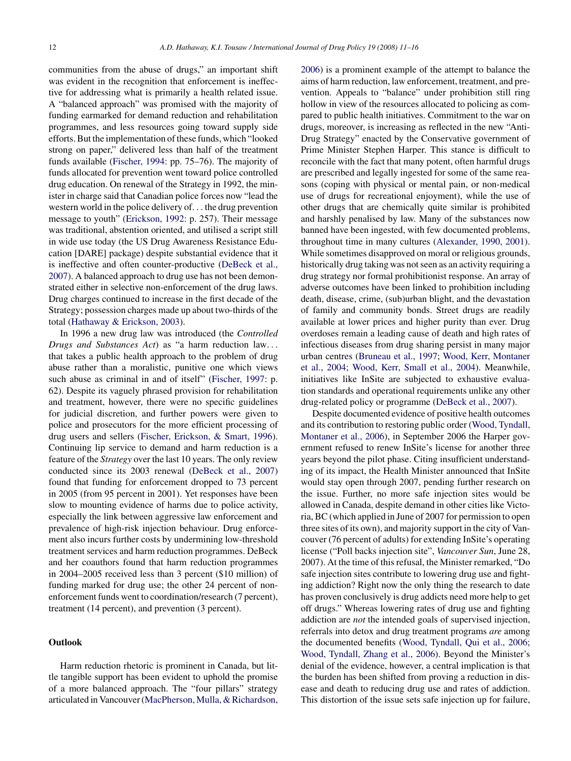communities from the abuse of drugs," an important shift was evident in the recognition that enforcement is ineffective for addressing what is primarily a health related issue. A "balanced approach" was promised with the majority of funding earmarked for demand reduction and rehabilitation programmes, and less resources going toward supply side efforts. But the implementation of these funds, which "looked strong on paper," delivered less than half of the treatment funds available (Fischer, 1994: pp. 75–76). The majority of funds allocated for prevention went toward police controlled drug education. On renewal of the Strategy in 1992, the minister in charge said that Canadian police forces now "lead the western world in the police delivery of... the drug prevention message to youth" (Erickson, 1992: p. 257). Their message was traditional, abstention oriented, and utilised a script still in wide use today (the US Drug Awareness Resistance Education [DARE] package) despite substantial evidence that it is ineffective and often counter-productive (DeBeck et al., 2007). A balanced approach to drug use has not been demonstrated either in selective non-enforcement of the drug laws. Drug charges continued to increase in the first decade of the Strategy; possession charges made up about two-thirds of the total (Hathaway & Erickson, 2003).

In 1996 a new drug law was introduced (the *Controlled Drugs and Substances Act*) as "a harm reduction law... that takes a public health approach to the problem of drug abuse rather than a moralistic, punitive one which views such abuse as criminal in and of itself" (Fischer, 1997: p. 62). Despite its vaguely phrased provision for rehabilitation and treatment, however, there were no specific guidelines for judicial discretion, and further powers were given to police and prosecutors for the more efficient processing of drug users and sellers (Fischer, Erickson, & Smart, 1996). Continuing lip service to demand and harm reduction is a feature of the *Strategy* over the last 10 years. The only review conducted since its 2003 renewal (DeBeck et al., 2007) found that funding for enforcement dropped to 73 percent in 2005 (from 95 percent in 2001). Yet responses have been slow to mounting evidence of harms due to police activity, especially the link between aggressive law enforcement and prevalence of high-risk injection behaviour. Drug enforcement also incurs further costs by undermining low-threshold treatment services and harm reduction programmes. DeBeck and her coauthors found that harm reduction programmes in 2004–2005 received less than 3 percent ($10 million) of funding marked for drug use; the other 24 percent of non-enforcement funds went to coordination/research (7 percent), treatment (14 percent), and prevention (3 percent).

## Outlook

Harm reduction rhetoric is prominent in Canada, but little tangible support has been evident to uphold the promise of a more balanced approach. The "four pillars" strategy articulated in Vancouver (MacPherson, Mulla, & Richardson, 2006) is a prominent example of the attempt to balance the aims of harm reduction, law enforcement, treatment, and prevention. Appeals to "balance" under prohibition still ring hollow in view of the resources allocated to policing as compared to public health initiatives. Commitment to the war on drugs, moreover, is increasing as reflected in the new "Anti-Drug Strategy" enacted by the Conservative government of Prime Minister Stephen Harper. This stance is difficult to reconcile with the fact that many potent, often harmful drugs are prescribed and legally ingested for some of the same reasons (coping with physical or mental pain, or non-medical use of drugs for recreational enjoyment), while the use of other drugs that are chemically quite similar is prohibited and harshly penalised by law. Many of the substances now banned have been ingested, with few documented problems, throughout time in many cultures (Alexander, 1990, 2001). While sometimes disapproved on moral or religious grounds, historically drug taking was not seen as an activity requiring a drug strategy nor formal prohibitionist response. An array of adverse outcomes have been linked to prohibition including death, disease, crime, (sub)urban blight, and the devastation of family and community bonds. Street drugs are readily available at lower prices and higher purity than ever. Drug overdoses remain a leading cause of death and high rates of infectious diseases from drug sharing persist in many major urban centres (Bruneau et al., 1997; Wood, Kerr, Montaner et al., 2004; Wood, Kerr, Small et al., 2004). Meanwhile, initiatives like InSite are subjected to exhaustive evaluation standards and operational requirements unlike any other drug-related policy or programme (DeBeck et al., 2007).

Despite documented evidence of positive health outcomes and its contribution to restoring public order (Wood, Tyndall, Montaner et al., 2006), in September 2006 the Harper government refused to renew InSite's license for another three years beyond the pilot phase. Citing insufficient understanding of its impact, the Health Minister announced that InSite would stay open through 2007, pending further research on the issue. Further, no more safe injection sites would be allowed in Canada, despite demand in other cities like Victoria, BC (which applied in June of 2007 for permission to open three sites of its own), and majority support in the city of Vancouver (76 percent of adults) for extending InSite's operating license ("Poll backs injection site", *Vancouver Sun*, June 28, 2007). At the time of this refusal, the Minister remarked, "Do safe injection sites contribute to lowering drug use and fighting addiction? Right now the only thing the research to date has proven conclusively is drug addicts need more help to get off drugs." Whereas lowering rates of drug use and fighting addiction are *not* the intended goals of supervised injection, referrals into detox and drug treatment programs *are* among the documented benefits (Wood, Tyndall, Qui et al., 2006; Wood, Tyndall, Zhang et al., 2006). Beyond the Minister's denial of the evidence, however, a central implication is that the burden has been shifted from proving a reduction in disease and death to reducing drug use and rates of addiction. This distortion of the issue sets safe injection up for failure,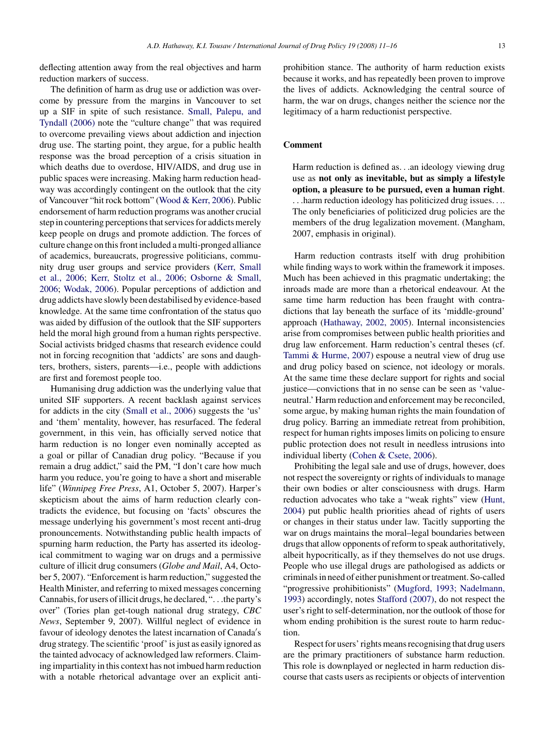deflecting attention away from the real objectives and harm reduction markers of success.

The definition of harm as drug use or addiction was overcome by pressure from the margins in Vancouver to set up a SIF in spite of such resistance. Small, Palepu, and Tyndall (2006) note the "culture change" that was required to overcome prevailing views about addiction and injection drug use. The starting point, they argue, for a public health response was the broad perception of a crisis situation in which deaths due to overdose, HIV/AIDS, and drug use in public spaces were increasing. Making harm reduction headway was accordingly contingent on the outlook that the city of Vancouver "hit rock bottom" (Wood & Kerr, 2006). Public endorsement of harm reduction programs was another crucial step in countering perceptions that services for addicts merely keep people on drugs and promote addiction. The forces of culture change on this front included a multi-pronged alliance of academics, bureaucrats, progressive politicians, community drug user groups and service providers (Kerr, Small et al., 2006; Kerr, Stoltz et al., 2006; Osborne & Small, 2006; Wodak, 2006). Popular perceptions of addiction and drug addicts have slowly been destabilised by evidence-based knowledge. At the same time confrontation of the status quo was aided by diffusion of the outlook that the SIF supporters held the moral high ground from a human rights perspective. Social activists bridged chasms that research evidence could not in forcing recognition that 'addicts' are sons and daughters, brothers, sisters, parents—i.e., people with addictions are first and foremost people too.

Humanising drug addiction was the underlying value that united SIF supporters. A recent backlash against services for addicts in the city (Small et al., 2006) suggests the 'us' and 'them' mentality, however, has resurfaced. The federal government, in this vein, has officially served notice that harm reduction is no longer even nominally accepted as a goal or pillar of Canadian drug policy. "Because if you remain a drug addict," said the PM, "I don't care how much harm you reduce, you're going to have a short and miserable life" (*Winnipeg Free Press*, A1, October 5, 2007). Harper's skepticism about the aims of harm reduction clearly contradicts the evidence, but focusing on 'facts' obscures the message underlying his government's most recent anti-drug pronouncements. Notwithstanding public health impacts of spurning harm reduction, the Party has asserted its ideological commitment to waging war on drugs and a permissive culture of illicit drug consumers (*Globe and Mail*, A4, October 5, 2007). "Enforcement is harm reduction," suggested the Health Minister, and referring to mixed messages concerning Cannabis, for users of illicit drugs, he declared, ". . .the party's over" (Tories plan get-tough national drug strategy, *CBC News*, September 9, 2007). Willful neglect of evidence in favour of ideology denotes the latest incarnation of Canada's drug strategy. The scientific 'proof' is just as easily ignored as the tainted advocacy of acknowledged law reformers. Claiming impartiality in this context has not imbued harm reduction with a notable rhetorical advantage over an explicit anti-prohibition stance. The authority of harm reduction exists because it works, and has repeatedly been proven to improve the lives of addicts. Acknowledging the central source of harm, the war on drugs, changes neither the science nor the legitimacy of a harm reductionist perspective.

## Comment

> Harm reduction is defined as. . .an ideology viewing drug use as **not only as inevitable, but as simply a lifestyle option, a pleasure to be pursued, even a human right**. . . .harm reduction ideology has politicized drug issues. . .. The only beneficiaries of politicized drug policies are the members of the drug legalization movement. (Mangham, 2007, emphasis in original).

Harm reduction contrasts itself with drug prohibition while finding ways to work within the framework it imposes. Much has been achieved in this pragmatic undertaking; the inroads made are more than a rhetorical endeavour. At the same time harm reduction has been fraught with contradictions that lay beneath the surface of its 'middle-ground' approach (Hathaway, 2002, 2005). Internal inconsistencies arise from compromises between public health priorities and drug law enforcement. Harm reduction's central theses (cf. Tammi & Hurme, 2007) espouse a neutral view of drug use and drug policy based on science, not ideology or morals. At the same time these declare support for rights and social justice—convictions that in no sense can be seen as 'value-neutral.' Harm reduction and enforcement may be reconciled, some argue, by making human rights the main foundation of drug policy. Barring an immediate retreat from prohibition, respect for human rights imposes limits on policing to ensure public protection does not result in needless intrusions into individual liberty (Cohen & Csete, 2006).

Prohibiting the legal sale and use of drugs, however, does not respect the sovereignty or rights of individuals to manage their own bodies or alter consciousness with drugs. Harm reduction advocates who take a "weak rights" view (Hunt, 2004) put public health priorities ahead of rights of users or changes in their status under law. Tacitly supporting the war on drugs maintains the moral–legal boundaries between drugs that allow opponents of reform to speak authoritatively, albeit hypocritically, as if they themselves do not use drugs. People who use illegal drugs are pathologised as addicts or criminals in need of either punishment or treatment. So-called "progressive prohibitionists" (Mugford, 1993; Nadelmann, 1993) accordingly, notes Stafford (2007), do not respect the user's right to self-determination, nor the outlook of those for whom ending prohibition is the surest route to harm reduction.

Respect for users' rights means recognising that drug users are the primary practitioners of substance harm reduction. This role is downplayed or neglected in harm reduction discourse that casts users as recipients or objects of intervention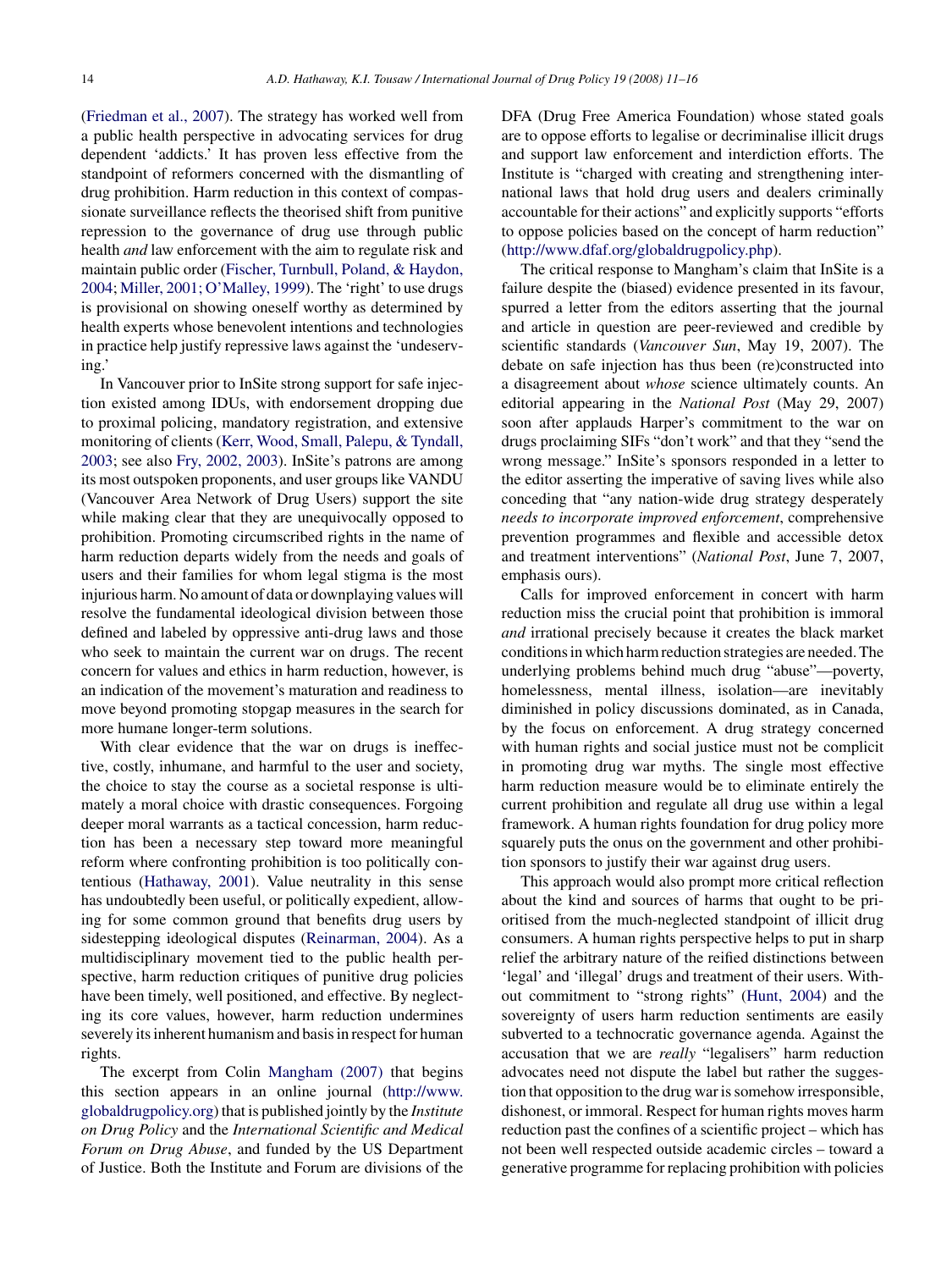(Friedman et al., 2007). The strategy has worked well from a public health perspective in advocating services for drug dependent 'addicts.' It has proven less effective from the standpoint of reformers concerned with the dismantling of drug prohibition. Harm reduction in this context of compassionate surveillance reflects the theorised shift from punitive repression to the governance of drug use through public health *and* law enforcement with the aim to regulate risk and maintain public order (Fischer, Turnbull, Poland, & Haydon, 2004; Miller, 2001; O'Malley, 1999). The 'right' to use drugs is provisional on showing oneself worthy as determined by health experts whose benevolent intentions and technologies in practice help justify repressive laws against the 'undeserving.'

In Vancouver prior to InSite strong support for safe injection existed among IDUs, with endorsement dropping due to proximal policing, mandatory registration, and extensive monitoring of clients (Kerr, Wood, Small, Palepu, & Tyndall, 2003; see also Fry, 2002, 2003). InSite's patrons are among its most outspoken proponents, and user groups like VANDU (Vancouver Area Network of Drug Users) support the site while making clear that they are unequivocally opposed to prohibition. Promoting circumscribed rights in the name of harm reduction departs widely from the needs and goals of users and their families for whom legal stigma is the most injurious harm. No amount of data or downplaying values will resolve the fundamental ideological division between those defined and labeled by oppressive anti-drug laws and those who seek to maintain the current war on drugs. The recent concern for values and ethics in harm reduction, however, is an indication of the movement's maturation and readiness to move beyond promoting stopgap measures in the search for more humane longer-term solutions.

With clear evidence that the war on drugs is ineffective, costly, inhumane, and harmful to the user and society, the choice to stay the course as a societal response is ultimately a moral choice with drastic consequences. Forgoing deeper moral warrants as a tactical concession, harm reduction has been a necessary step toward more meaningful reform where confronting prohibition is too politically contentious (Hathaway, 2001). Value neutrality in this sense has undoubtedly been useful, or politically expedient, allowing for some common ground that benefits drug users by sidestepping ideological disputes (Reinarman, 2004). As a multidisciplinary movement tied to the public health perspective, harm reduction critiques of punitive drug policies have been timely, well positioned, and effective. By neglecting its core values, however, harm reduction undermines severely its inherent humanism and basis in respect for human rights.

The excerpt from Colin Mangham (2007) that begins this section appears in an online journal (http://www.globaldrugpolicy.org) that is published jointly by the *Institute on Drug Policy* and the *International Scientific and Medical Forum on Drug Abuse*, and funded by the US Department of Justice. Both the Institute and Forum are divisions of the DFA (Drug Free America Foundation) whose stated goals are to oppose efforts to legalise or decriminalise illicit drugs and support law enforcement and interdiction efforts. The Institute is "charged with creating and strengthening international laws that hold drug users and dealers criminally accountable for their actions" and explicitly supports "efforts to oppose policies based on the concept of harm reduction" (http://www.dfaf.org/globaldrugpolicy.php).

The critical response to Mangham's claim that InSite is a failure despite the (biased) evidence presented in its favour, spurred a letter from the editors asserting that the journal and article in question are peer-reviewed and credible by scientific standards (*Vancouver Sun*, May 19, 2007). The debate on safe injection has thus been (re)constructed into a disagreement about *whose* science ultimately counts. An editorial appearing in the *National Post* (May 29, 2007) soon after applauds Harper's commitment to the war on drugs proclaiming SIFs "don't work" and that they "send the wrong message." InSite's sponsors responded in a letter to the editor asserting the imperative of saving lives while also conceding that "any nation-wide drug strategy desperately *needs to incorporate improved enforcement*, comprehensive prevention programmes and flexible and accessible detox and treatment interventions" (*National Post*, June 7, 2007, emphasis ours).

Calls for improved enforcement in concert with harm reduction miss the crucial point that prohibition is immoral *and* irrational precisely because it creates the black market conditions in which harm reduction strategies are needed. The underlying problems behind much drug "abuse"—poverty, homelessness, mental illness, isolation—are inevitably diminished in policy discussions dominated, as in Canada, by the focus on enforcement. A drug strategy concerned with human rights and social justice must not be complicit in promoting drug war myths. The single most effective harm reduction measure would be to eliminate entirely the current prohibition and regulate all drug use within a legal framework. A human rights foundation for drug policy more squarely puts the onus on the government and other prohibition sponsors to justify their war against drug users.

This approach would also prompt more critical reflection about the kind and sources of harms that ought to be prioritised from the much-neglected standpoint of illicit drug consumers. A human rights perspective helps to put in sharp relief the arbitrary nature of the reified distinctions between 'legal' and 'illegal' drugs and treatment of their users. Without commitment to "strong rights" (Hunt, 2004) and the sovereignty of users harm reduction sentiments are easily subverted to a technocratic governance agenda. Against the accusation that we are *really* "legalisers" harm reduction advocates need not dispute the label but rather the suggestion that opposition to the drug war is somehow irresponsible, dishonest, or immoral. Respect for human rights moves harm reduction past the confines of a scientific project – which has not been well respected outside academic circles – toward a generative programme for replacing prohibition with policies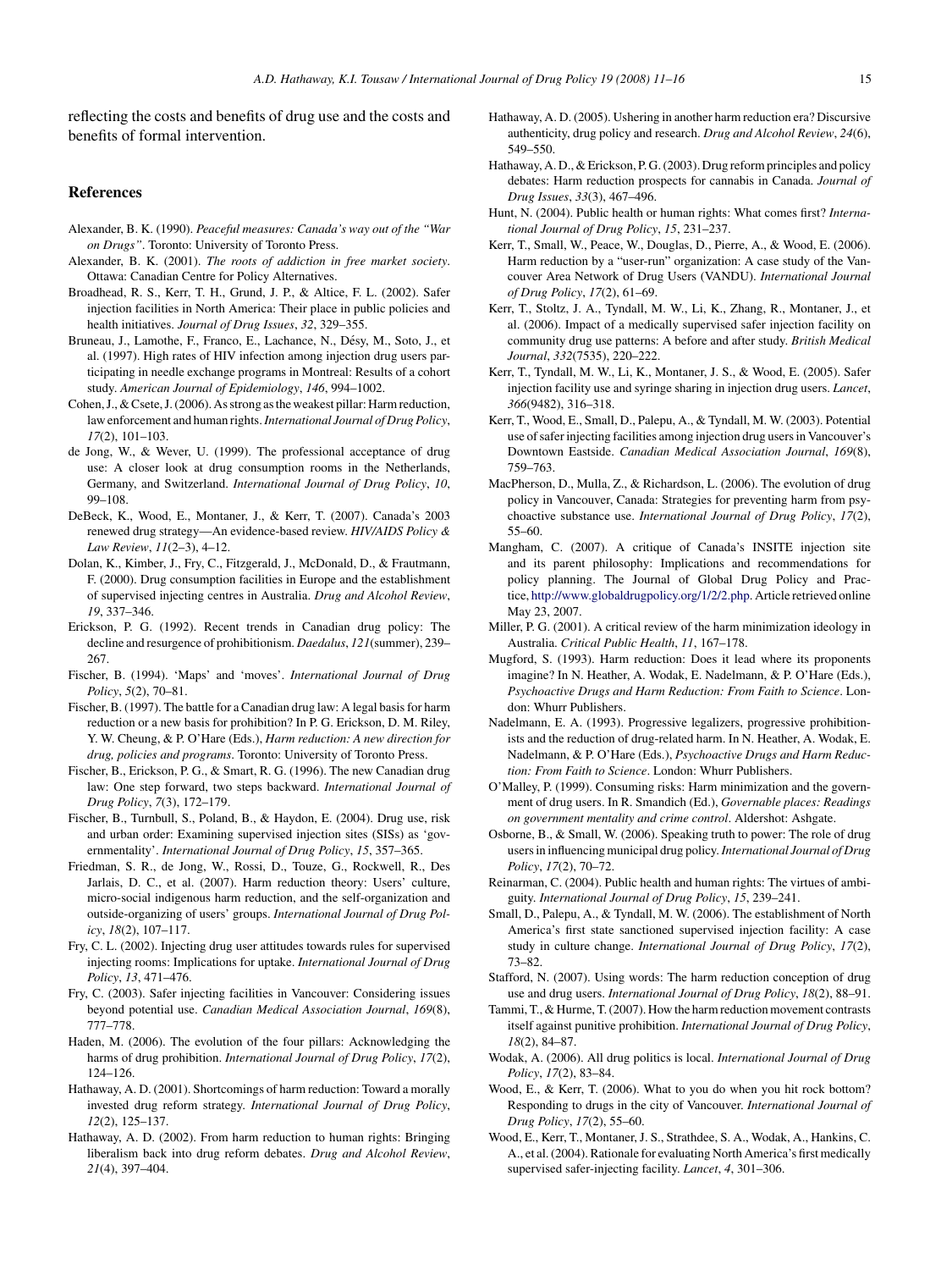reflecting the costs and benefits of drug use and the costs and benefits of formal intervention.

## References

Alexander, B. K. (1990). *Peaceful measures: Canada's way out of the "War on Drugs"*. Toronto: University of Toronto Press.

Alexander, B. K. (2001). *The roots of addiction in free market society*. Ottawa: Canadian Centre for Policy Alternatives.

Broadhead, R. S., Kerr, T. H., Grund, J. P., & Altice, F. L. (2002). Safer injection facilities in North America: Their place in public policies and health initiatives. *Journal of Drug Issues*, *32*, 329–355.

Bruneau, J., Lamothe, F., Franco, E., Lachance, N., Désy, M., Soto, J., et al. (1997). High rates of HIV infection among injection drug users participating in needle exchange programs in Montreal: Results of a cohort study. *American Journal of Epidemiology*, *146*, 994–1002.

Cohen, J., & Csete, J. (2006). As strong as the weakest pillar: Harm reduction, law enforcement and human rights. *International Journal of Drug Policy*, *17*(2), 101–103.

de Jong, W., & Wever, U. (1999). The professional acceptance of drug use: A closer look at drug consumption rooms in the Netherlands, Germany, and Switzerland. *International Journal of Drug Policy*, *10*, 99–108.

DeBeck, K., Wood, E., Montaner, J., & Kerr, T. (2007). Canada's 2003 renewed drug strategy—An evidence-based review. *HIV/AIDS Policy & Law Review*, *11*(2–3), 4–12.

Dolan, K., Kimber, J., Fry, C., Fitzgerald, J., McDonald, D., & Frautmann, F. (2000). Drug consumption facilities in Europe and the establishment of supervised injecting centres in Australia. *Drug and Alcohol Review*, *19*, 337–346.

Erickson, P. G. (1992). Recent trends in Canadian drug policy: The decline and resurgence of prohibitionism. *Daedalus*, *121*(summer), 239–267.

Fischer, B. (1994). 'Maps' and 'moves'. *International Journal of Drug Policy*, *5*(2), 70–81.

Fischer, B. (1997). The battle for a Canadian drug law: A legal basis for harm reduction or a new basis for prohibition? In P. G. Erickson, D. M. Riley, Y. W. Cheung, & P. O'Hare (Eds.), *Harm reduction: A new direction for drug, policies and programs*. Toronto: University of Toronto Press.

Fischer, B., Erickson, P. G., & Smart, R. G. (1996). The new Canadian drug law: One step forward, two steps backward. *International Journal of Drug Policy*, *7*(3), 172–179.

Fischer, B., Turnbull, S., Poland, B., & Haydon, E. (2004). Drug use, risk and urban order: Examining supervised injection sites (SISs) as 'governmentality'. *International Journal of Drug Policy*, *15*, 357–365.

Friedman, S. R., de Jong, W., Rossi, D., Touze, G., Rockwell, R., Des Jarlais, D. C., et al. (2007). Harm reduction theory: Users' culture, micro-social indigenous harm reduction, and the self-organization and outside-organizing of users' groups. *International Journal of Drug Policy*, *18*(2), 107–117.

Fry, C. L. (2002). Injecting drug user attitudes towards rules for supervised injecting rooms: Implications for uptake. *International Journal of Drug Policy*, *13*, 471–476.

Fry, C. (2003). Safer injecting facilities in Vancouver: Considering issues beyond potential use. *Canadian Medical Association Journal*, *169*(8), 777–778.

Haden, M. (2006). The evolution of the four pillars: Acknowledging the harms of drug prohibition. *International Journal of Drug Policy*, *17*(2), 124–126.

Hathaway, A. D. (2001). Shortcomings of harm reduction: Toward a morally invested drug reform strategy. *International Journal of Drug Policy*, *12*(2), 125–137.

Hathaway, A. D. (2002). From harm reduction to human rights: Bringing liberalism back into drug reform debates. *Drug and Alcohol Review*, *21*(4), 397–404.

Hathaway, A. D. (2005). Ushering in another harm reduction era? Discursive authenticity, drug policy and research. *Drug and Alcohol Review*, *24*(6), 549–550.

Hathaway, A. D., & Erickson, P. G. (2003). Drug reform principles and policy debates: Harm reduction prospects for cannabis in Canada. *Journal of Drug Issues*, *33*(3), 467–496.

Hunt, N. (2004). Public health or human rights: What comes first? *International Journal of Drug Policy*, *15*, 231–237.

Kerr, T., Small, W., Peace, W., Douglas, D., Pierre, A., & Wood, E. (2006). Harm reduction by a "user-run" organization: A case study of the Vancouver Area Network of Drug Users (VANDU). *International Journal of Drug Policy*, *17*(2), 61–69.

Kerr, T., Stoltz, J. A., Tyndall, M. W., Li, K., Zhang, R., Montaner, J., et al. (2006). Impact of a medically supervised safer injection facility on community drug use patterns: A before and after study. *British Medical Journal*, *332*(7535), 220–222.

Kerr, T., Tyndall, M. W., Li, K., Montaner, J. S., & Wood, E. (2005). Safer injection facility use and syringe sharing in injection drug users. *Lancet*, *366*(9482), 316–318.

Kerr, T., Wood, E., Small, D., Palepu, A., & Tyndall, M. W. (2003). Potential use of safer injecting facilities among injection drug users in Vancouver's Downtown Eastside. *Canadian Medical Association Journal*, *169*(8), 759–763.

MacPherson, D., Mulla, Z., & Richardson, L. (2006). The evolution of drug policy in Vancouver, Canada: Strategies for preventing harm from psychoactive substance use. *International Journal of Drug Policy*, *17*(2), 55–60.

Mangham, C. (2007). A critique of Canada's INSITE injection site and its parent philosophy: Implications and recommendations for policy planning. The Journal of Global Drug Policy and Practice, http://www.globaldrugpolicy.org/1/2/2.php. Article retrieved online May 23, 2007.

Miller, P. G. (2001). A critical review of the harm minimization ideology in Australia. *Critical Public Health*, *11*, 167–178.

Mugford, S. (1993). Harm reduction: Does it lead where its proponents imagine? In N. Heather, A. Wodak, E. Nadelmann, & P. O'Hare (Eds.), *Psychoactive Drugs and Harm Reduction: From Faith to Science*. London: Whurr Publishers.

Nadelmann, E. A. (1993). Progressive legalizers, progressive prohibitionists and the reduction of drug-related harm. In N. Heather, A. Wodak, E. Nadelmann, & P. O'Hare (Eds.), *Psychoactive Drugs and Harm Reduction: From Faith to Science*. London: Whurr Publishers.

O'Malley, P. (1999). Consuming risks: Harm minimization and the government of drug users. In R. Smandich (Ed.), *Governable places: Readings on government mentality and crime control*. Aldershot: Ashgate.

Osborne, B., & Small, W. (2006). Speaking truth to power: The role of drug users in influencing municipal drug policy. *International Journal of Drug Policy*, *17*(2), 70–72.

Reinarman, C. (2004). Public health and human rights: The virtues of ambiguity. *International Journal of Drug Policy*, *15*, 239–241.

Small, D., Palepu, A., & Tyndall, M. W. (2006). The establishment of North America's first state sanctioned supervised injection facility: A case study in culture change. *International Journal of Drug Policy*, *17*(2), 73–82.

Stafford, N. (2007). Using words: The harm reduction conception of drug use and drug users. *International Journal of Drug Policy*, *18*(2), 88–91.

Tammi, T., & Hurme, T. (2007). How the harm reduction movement contrasts itself against punitive prohibition. *International Journal of Drug Policy*, *18*(2), 84–87.

Wodak, A. (2006). All drug politics is local. *International Journal of Drug Policy*, *17*(2), 83–84.

Wood, E., & Kerr, T. (2006). What to you do when you hit rock bottom? Responding to drugs in the city of Vancouver. *International Journal of Drug Policy*, *17*(2), 55–60.

Wood, E., Kerr, T., Montaner, J. S., Strathdee, S. A., Wodak, A., Hankins, C. A., et al. (2004). Rationale for evaluating North America's first medically supervised safer-injecting facility. *Lancet*, *4*, 301–306.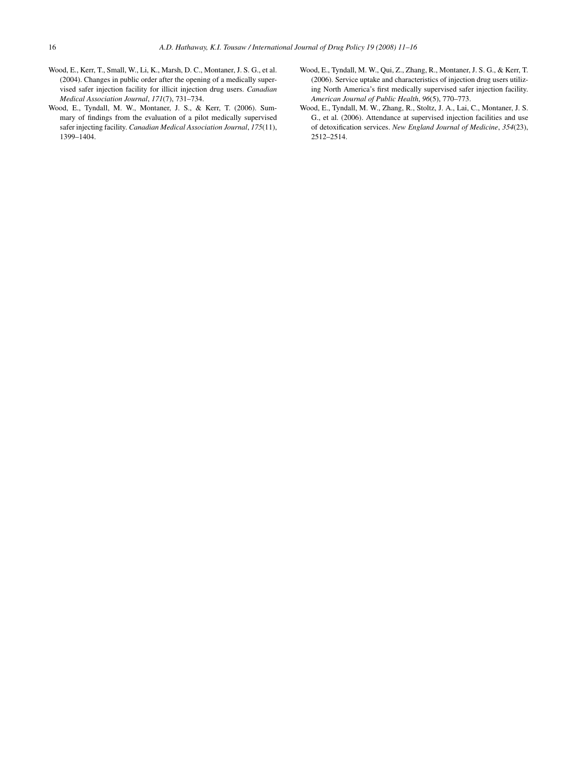Wood, E., Kerr, T., Small, W., Li, K., Marsh, D. C., Montaner, J. S. G., et al. (2004). Changes in public order after the opening of a medically supervised safer injection facility for illicit injection drug users. *Canadian Medical Association Journal*, *171*(7), 731–734.

Wood, E., Tyndall, M. W., Montaner, J. S., & Kerr, T. (2006). Summary of findings from the evaluation of a pilot medically supervised safer injecting facility. *Canadian Medical Association Journal*, *175*(11), 1399–1404.

Wood, E., Tyndall, M. W., Qui, Z., Zhang, R., Montaner, J. S. G., & Kerr, T. (2006). Service uptake and characteristics of injection drug users utilizing North America's first medically supervised safer injection facility. *American Journal of Public Health*, *96*(5), 770–773.

Wood, E., Tyndall, M. W., Zhang, R., Stoltz, J. A., Lai, C., Montaner, J. S. G., et al. (2006). Attendance at supervised injection facilities and use of detoxification services. *New England Journal of Medicine*, *354*(23), 2512–2514.